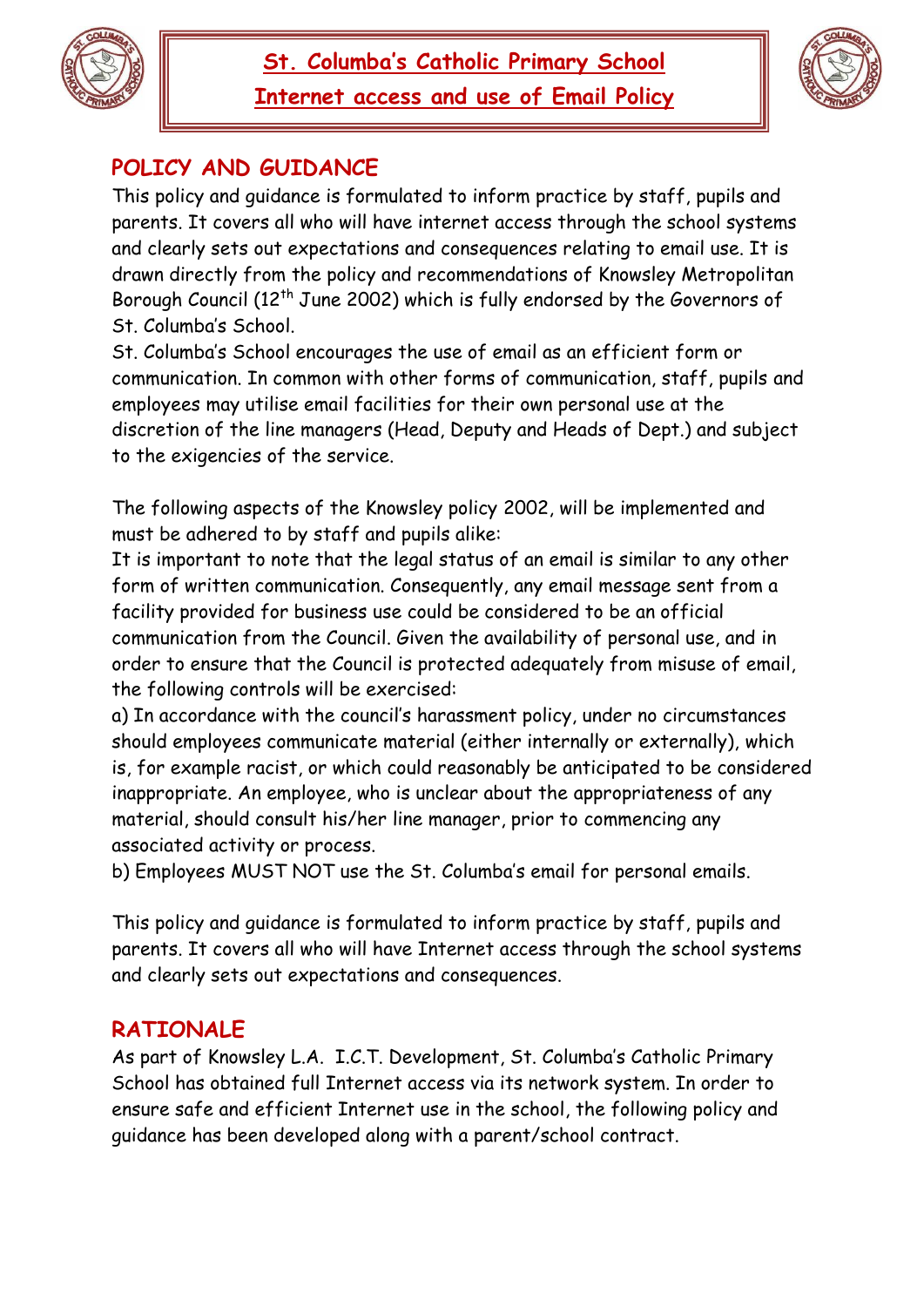# St. Columba's Catholic Primary School
# Internet access and use of Email Policy

## POLICY AND GUIDANCE

This policy and guidance is formulated to inform practice by staff, pupils and parents. It covers all who will have internet access through the school systems and clearly sets out expectations and consequences relating to email use. It is drawn directly from the policy and recommendations of Knowsley Metropolitan Borough Council (12th June 2002) which is fully endorsed by the Governors of St. Columba's School.

St. Columba's School encourages the use of email as an efficient form or communication. In common with other forms of communication, staff, pupils and employees may utilise email facilities for their own personal use at the discretion of the line managers (Head, Deputy and Heads of Dept.) and subject to the exigencies of the service.

The following aspects of the Knowsley policy 2002, will be implemented and must be adhered to by staff and pupils alike:

It is important to note that the legal status of an email is similar to any other form of written communication. Consequently, any email message sent from a facility provided for business use could be considered to be an official communication from the Council. Given the availability of personal use, and in order to ensure that the Council is protected adequately from misuse of email, the following controls will be exercised:

a) In accordance with the council's harassment policy, under no circumstances should employees communicate material (either internally or externally), which is, for example racist, or which could reasonably be anticipated to be considered inappropriate. An employee, who is unclear about the appropriateness of any material, should consult his/her line manager, prior to commencing any associated activity or process.

b) Employees MUST NOT use the St. Columba's email for personal emails.

This policy and guidance is formulated to inform practice by staff, pupils and parents. It covers all who will have Internet access through the school systems and clearly sets out expectations and consequences.

## RATIONALE

As part of Knowsley L.A. I.C.T. Development, St. Columba's Catholic Primary School has obtained full Internet access via its network system. In order to ensure safe and efficient Internet use in the school, the following policy and guidance has been developed along with a parent/school contract.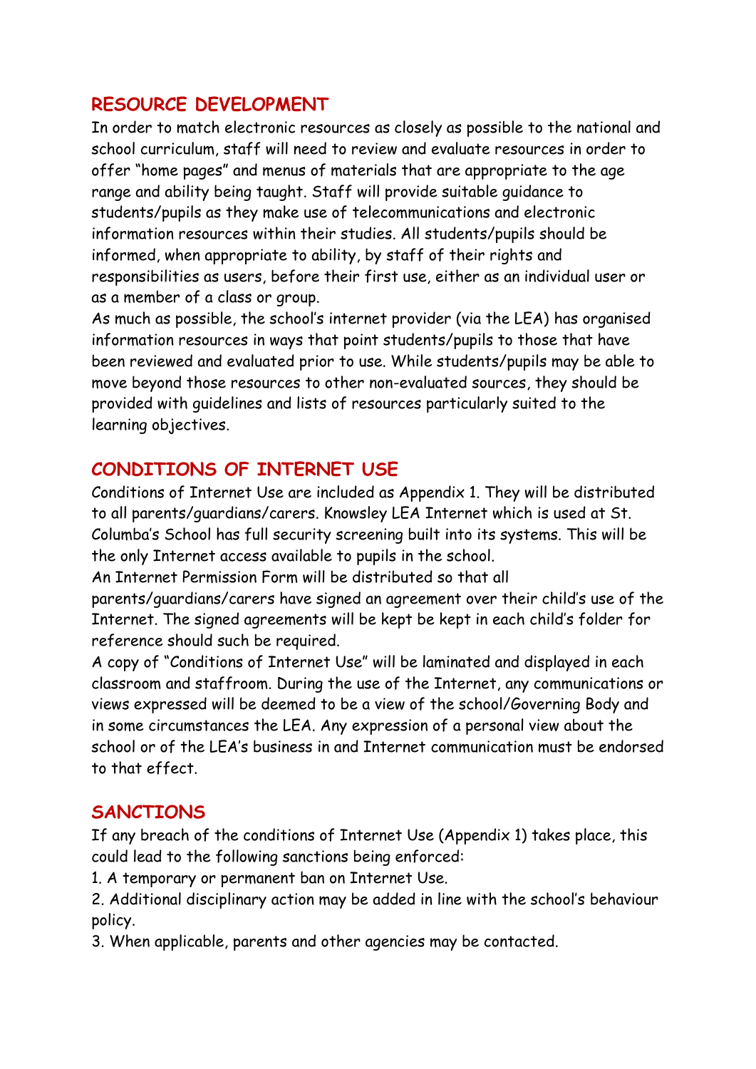## RESOURCE DEVELOPMENT

In order to match electronic resources as closely as possible to the national and school curriculum, staff will need to review and evaluate resources in order to offer "home pages" and menus of materials that are appropriate to the age range and ability being taught. Staff will provide suitable guidance to students/pupils as they make use of telecommunications and electronic information resources within their studies. All students/pupils should be informed, when appropriate to ability, by staff of their rights and responsibilities as users, before their first use, either as an individual user or as a member of a class or group.

As much as possible, the school's internet provider (via the LEA) has organised information resources in ways that point students/pupils to those that have been reviewed and evaluated prior to use. While students/pupils may be able to move beyond those resources to other non-evaluated sources, they should be provided with guidelines and lists of resources particularly suited to the learning objectives.

## CONDITIONS OF INTERNET USE

Conditions of Internet Use are included as Appendix 1. They will be distributed to all parents/guardians/carers. Knowsley LEA Internet which is used at St. Columba's School has full security screening built into its systems. This will be the only Internet access available to pupils in the school.

An Internet Permission Form will be distributed so that all parents/guardians/carers have signed an agreement over their child's use of the Internet. The signed agreements will be kept be kept in each child's folder for reference should such be required.

A copy of "Conditions of Internet Use" will be laminated and displayed in each classroom and staffroom. During the use of the Internet, any communications or views expressed will be deemed to be a view of the school/Governing Body and in some circumstances the LEA. Any expression of a personal view about the school or of the LEA's business in and Internet communication must be endorsed to that effect.

## SANCTIONS

If any breach of the conditions of Internet Use (Appendix 1) takes place, this could lead to the following sanctions being enforced:

1. A temporary or permanent ban on Internet Use.
2. Additional disciplinary action may be added in line with the school's behaviour policy.
3. When applicable, parents and other agencies may be contacted.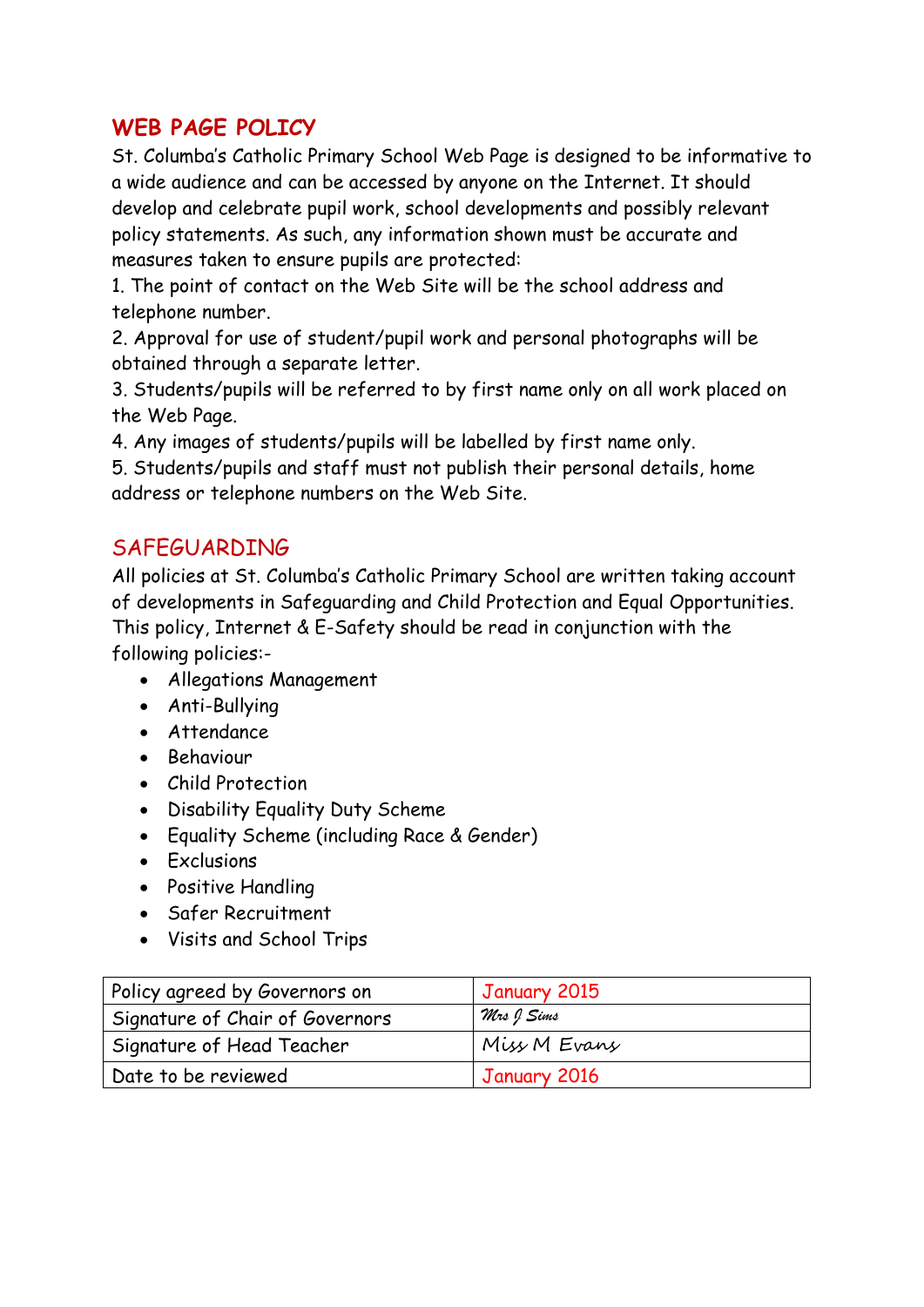## WEB PAGE POLICY

St. Columba's Catholic Primary School Web Page is designed to be informative to a wide audience and can be accessed by anyone on the Internet. It should develop and celebrate pupil work, school developments and possibly relevant policy statements. As such, any information shown must be accurate and measures taken to ensure pupils are protected:

1. The point of contact on the Web Site will be the school address and telephone number.
2. Approval for use of student/pupil work and personal photographs will be obtained through a separate letter.
3. Students/pupils will be referred to by first name only on all work placed on the Web Page.
4. Any images of students/pupils will be labelled by first name only.
5. Students/pupils and staff must not publish their personal details, home address or telephone numbers on the Web Site.

## SAFEGUARDING

All policies at St. Columba's Catholic Primary School are written taking account of developments in Safeguarding and Child Protection and Equal Opportunities. This policy, Internet & E-Safety should be read in conjunction with the following policies:-

- Allegations Management
- Anti-Bullying
- Attendance
- Behaviour
- Child Protection
- Disability Equality Duty Scheme
- Equality Scheme (including Race & Gender)
- Exclusions
- Positive Handling
- Safer Recruitment
- Visits and School Trips

| | |
|---|---|
| Policy agreed by Governors on | January 2015 |
| Signature of Chair of Governors | Mrs J Sims |
| Signature of Head Teacher | Miss M Evans |
| Date to be reviewed | January 2016 |